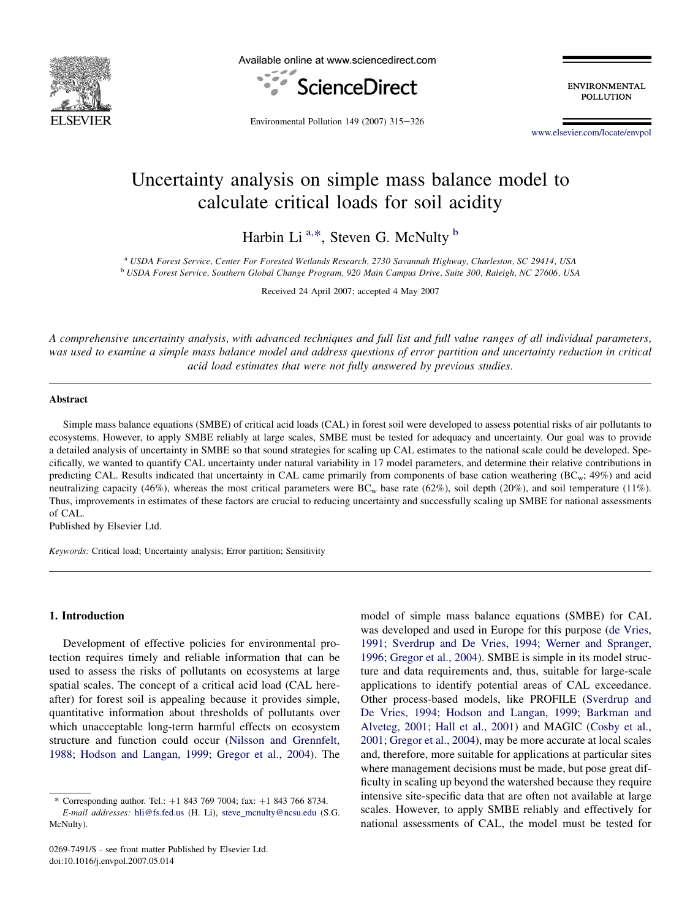# Uncertainty analysis on simple mass balance model to calculate critical loads for soil acidity

Harbin Li [a,*], Steven G. McNulty [b]

[a] USDA Forest Service, Center For Forested Wetlands Research, 2730 Savannah Highway, Charleston, SC 29414, USA

[b] USDA Forest Service, Southern Global Change Program, 920 Main Campus Drive, Suite 300, Raleigh, NC 27606, USA

Received 24 April 2007; accepted 4 May 2007

*A comprehensive uncertainty analysis, with advanced techniques and full list and full value ranges of all individual parameters, was used to examine a simple mass balance model and address questions of error partition and uncertainty reduction in critical acid load estimates that were not fully answered by previous studies.*

## Abstract

Simple mass balance equations (SMBE) of critical acid loads (CAL) in forest soil were developed to assess potential risks of air pollutants to ecosystems. However, to apply SMBE reliably at large scales, SMBE must be tested for adequacy and uncertainty. Our goal was to provide a detailed analysis of uncertainty in SMBE so that sound strategies for scaling up CAL estimates to the national scale could be developed. Specifically, we wanted to quantify CAL uncertainty under natural variability in 17 model parameters, and determine their relative contributions in predicting CAL. Results indicated that uncertainty in CAL came primarily from components of base cation weathering ($BC_w$; 49%) and acid neutralizing capacity (46%), whereas the most critical parameters were $BC_w$ base rate (62%), soil depth (20%), and soil temperature (11%). Thus, improvements in estimates of these factors are crucial to reducing uncertainty and successfully scaling up SMBE for national assessments of CAL.

Published by Elsevier Ltd.

*Keywords:* Critical load; Uncertainty analysis; Error partition; Sensitivity

## 1. Introduction

Development of effective policies for environmental protection requires timely and reliable information that can be used to assess the risks of pollutants on ecosystems at large spatial scales. The concept of a critical acid load (CAL hereafter) for forest soil is appealing because it provides simple, quantitative information about thresholds of pollutants over which unacceptable long-term harmful effects on ecosystem structure and function could occur (Nilsson and Grennfelt, 1988; Hodson and Langan, 1999; Gregor et al., 2004). The model of simple mass balance equations (SMBE) for CAL was developed and used in Europe for this purpose (de Vries, 1991; Sverdrup and De Vries, 1994; Werner and Spranger, 1996; Gregor et al., 2004). SMBE is simple in its model structure and data requirements and, thus, suitable for large-scale applications to identify potential areas of CAL exceedance. Other process-based models, like PROFILE (Sverdrup and De Vries, 1994; Hodson and Langan, 1999; Barkman and Alveteg, 2001; Hall et al., 2001) and MAGIC (Cosby et al., 2001; Gregor et al., 2004), may be more accurate at local scales and, therefore, more suitable for applications at particular sites where management decisions must be made, but pose great difficulty in scaling up beyond the watershed because they require intensive site-specific data that are often not available at large scales. However, to apply SMBE reliably and effectively for national assessments of CAL, the model must be tested for

* Corresponding author. Tel.: +1 843 769 7004; fax: +1 843 766 8734.
*E-mail addresses:* hli@fs.fed.us (H. Li), steve_mcnulty@ncsu.edu (S.G. McNulty).

0269-7491/$ - see front matter Published by Elsevier Ltd.
doi:10.1016/j.envpol.2007.05.014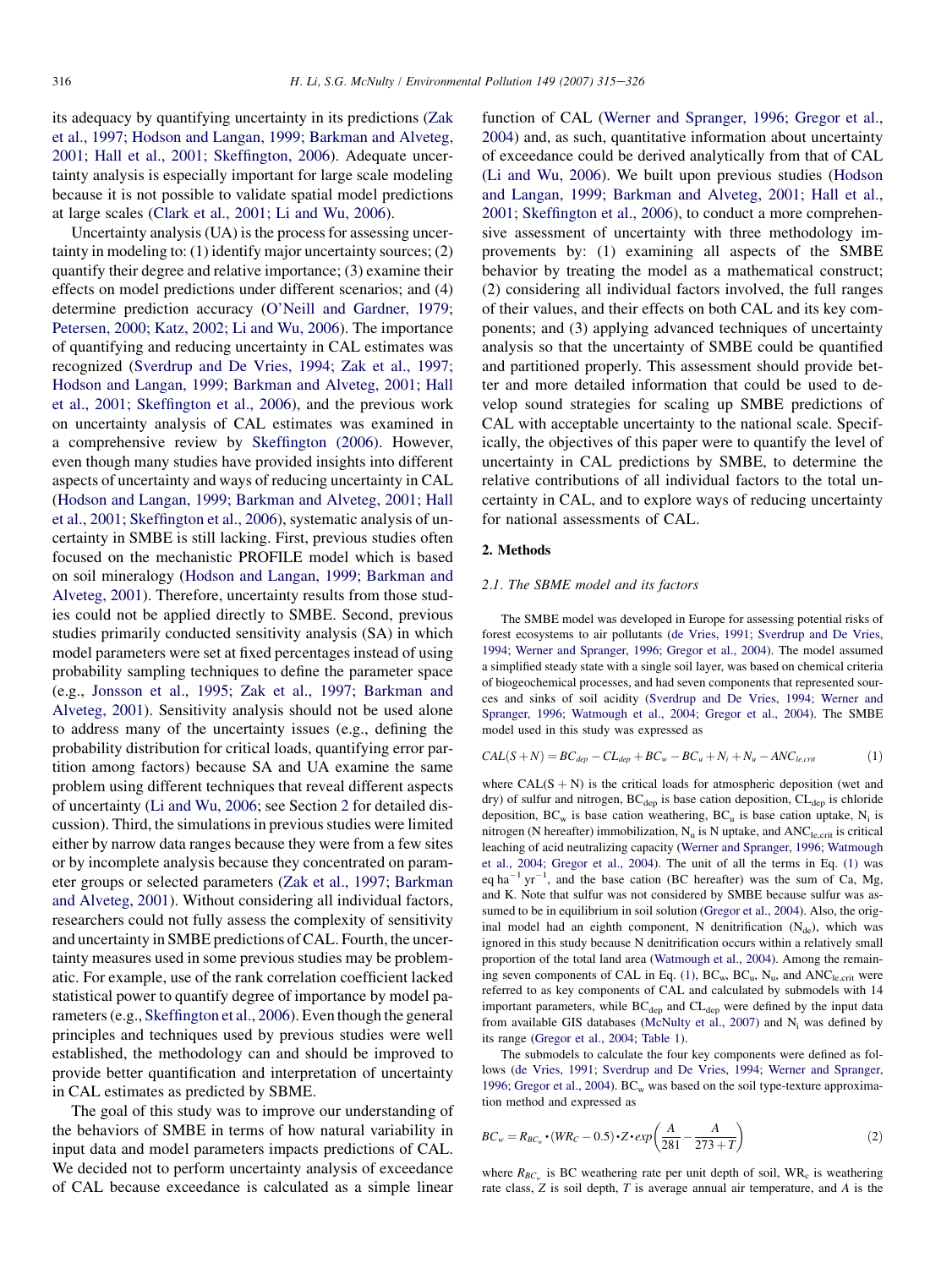its adequacy by quantifying uncertainty in its predictions (Zak et al., 1997; Hodson and Langan, 1999; Barkman and Alveteg, 2001; Hall et al., 2001; Skeffington, 2006). Adequate uncertainty analysis is especially important for large scale modeling because it is not possible to validate spatial model predictions at large scales (Clark et al., 2001; Li and Wu, 2006).

Uncertainty analysis (UA) is the process for assessing uncertainty in modeling to: (1) identify major uncertainty sources; (2) quantify their degree and relative importance; (3) examine their effects on model predictions under different scenarios; and (4) determine prediction accuracy (O'Neill and Gardner, 1979; Petersen, 2000; Katz, 2002; Li and Wu, 2006). The importance of quantifying and reducing uncertainty in CAL estimates was recognized (Sverdrup and De Vries, 1994; Zak et al., 1997; Hodson and Langan, 1999; Barkman and Alveteg, 2001; Hall et al., 2001; Skeffington et al., 2006), and the previous work on uncertainty analysis of CAL estimates was examined in a comprehensive review by Skeffington (2006). However, even though many studies have provided insights into different aspects of uncertainty and ways of reducing uncertainty in CAL (Hodson and Langan, 1999; Barkman and Alveteg, 2001; Hall et al., 2001; Skeffington et al., 2006), systematic analysis of uncertainty in SMBE is still lacking. First, previous studies often focused on the mechanistic PROFILE model which is based on soil mineralogy (Hodson and Langan, 1999; Barkman and Alveteg, 2001). Therefore, uncertainty results from those studies could not be applied directly to SMBE. Second, previous studies primarily conducted sensitivity analysis (SA) in which model parameters were set at fixed percentages instead of using probability sampling techniques to define the parameter space (e.g., Jonsson et al., 1995; Zak et al., 1997; Barkman and Alveteg, 2001). Sensitivity analysis should not be used alone to address many of the uncertainty issues (e.g., defining the probability distribution for critical loads, quantifying error partition among factors) because SA and UA examine the same problem using different techniques that reveal different aspects of uncertainty (Li and Wu, 2006; see Section 2 for detailed discussion). Third, the simulations in previous studies were limited either by narrow data ranges because they were from a few sites or by incomplete analysis because they concentrated on parameter groups or selected parameters (Zak et al., 1997; Barkman and Alveteg, 2001). Without considering all individual factors, researchers could not fully assess the complexity of sensitivity and uncertainty in SMBE predictions of CAL. Fourth, the uncertainty measures used in some previous studies may be problematic. For example, use of the rank correlation coefficient lacked statistical power to quantify degree of importance by model parameters (e.g., Skeffington et al., 2006). Even though the general principles and techniques used by previous studies were well established, the methodology can and should be improved to provide better quantification and interpretation of uncertainty in CAL estimates as predicted by SBME.

The goal of this study was to improve our understanding of the behaviors of SMBE in terms of how natural variability in input data and model parameters impacts predictions of CAL. We decided not to perform uncertainty analysis of exceedance of CAL because exceedance is calculated as a simple linear function of CAL (Werner and Spranger, 1996; Gregor et al., 2004) and, as such, quantitative information about uncertainty of exceedance could be derived analytically from that of CAL (Li and Wu, 2006). We built upon previous studies (Hodson and Langan, 1999; Barkman and Alveteg, 2001; Hall et al., 2001; Skeffington et al., 2006), to conduct a more comprehensive assessment of uncertainty with three methodology improvements by: (1) examining all aspects of the SMBE behavior by treating the model as a mathematical construct; (2) considering all individual factors involved, the full ranges of their values, and their effects on both CAL and its key components; and (3) applying advanced techniques of uncertainty analysis so that the uncertainty of SMBE could be quantified and partitioned properly. This assessment should provide better and more detailed information that could be used to develop sound strategies for scaling up SMBE predictions of CAL with acceptable uncertainty to the national scale. Specifically, the objectives of this paper were to quantify the level of uncertainty in CAL predictions by SMBE, to determine the relative contributions of all individual factors to the total uncertainty in CAL, and to explore ways of reducing uncertainty for national assessments of CAL.

## 2. Methods

### 2.1. The SBME model and its factors

The SMBE model was developed in Europe for assessing potential risks of forest ecosystems to air pollutants (de Vries, 1991; Sverdrup and De Vries, 1994; Werner and Spranger, 1996; Gregor et al., 2004). The model assumed a simplified steady state with a single soil layer, was based on chemical criteria of biogeochemical processes, and had seven components that represented sources and sinks of soil acidity (Sverdrup and De Vries, 1994; Werner and Spranger, 1996; Watmough et al., 2004; Gregor et al., 2004). The SMBE model used in this study was expressed as

$$CAL(S+N) = BC_{dep} - CL_{dep} + BC_w - BC_u + N_i + N_u - ANC_{le,crit} \tag{1}$$

where $CAL(S+N)$ is the critical loads for atmospheric deposition (wet and dry) of sulfur and nitrogen, $BC_{dep}$ is base cation deposition, $CL_{dep}$ is chloride deposition, $BC_w$ is base cation weathering, $BC_u$ is base cation uptake, $N_i$ is nitrogen (N hereafter) immobilization, $N_u$ is N uptake, and $ANC_{le,crit}$ is critical leaching of acid neutralizing capacity (Werner and Spranger, 1996; Watmough et al., 2004; Gregor et al., 2004). The unit of all the terms in Eq. (1) was eq $ha^{-1}$ $yr^{-1}$, and the base cation (BC hereafter) was the sum of Ca, Mg, and K. Note that sulfur was not considered by SMBE because sulfur was assumed to be in equilibrium in soil solution (Gregor et al., 2004). Also, the original model had an eighth component, N denitrification ($N_{de}$), which was ignored in this study because N denitrification occurs within a relatively small proportion of the total land area (Watmough et al., 2004). Among the remaining seven components of CAL in Eq. (1), $BC_w$, $BC_u$, $N_u$, and $ANC_{le,crit}$ were referred to as key components of CAL and calculated by submodels with 14 important parameters, while $BC_{dep}$ and $CL_{dep}$ were defined by the input data from available GIS databases (McNulty et al., 2007) and $N_i$ was defined by its range (Gregor et al., 2004; Table 1).

The submodels to calculate the four key components were defined as follows (de Vries, 1991; Sverdrup and De Vries, 1994; Werner and Spranger, 1996; Gregor et al., 2004). $BC_w$ was based on the soil type-texture approximation method and expressed as

$$BC_w = R_{BC_w} \cdot (WR_C - 0.5) \cdot Z \cdot exp\left(\frac{A}{281} - \frac{A}{273+T}\right) \tag{2}$$

where $R_{BC_w}$ is BC weathering rate per unit depth of soil, $WR_c$ is weathering rate class, $Z$ is soil depth, $T$ is average annual air temperature, and $A$ is the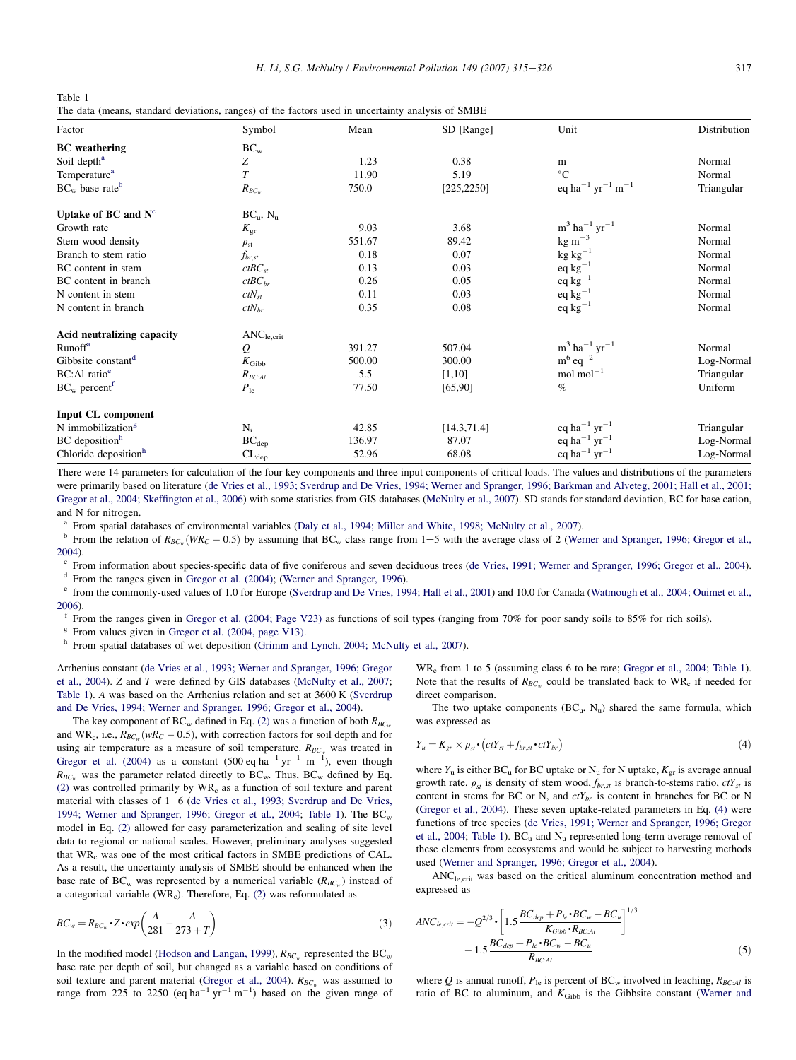Table 1
The data (means, standard deviations, ranges) of the factors used in uncertainty analysis of SMBE

| Factor | Symbol | Mean | SD [Range] | Unit | Distribution |
|---|---|---|---|---|---|
| **BC weathering** | $BC_w$ | | | | |
| Soil depth[a] | $Z$ | 1.23 | 0.38 | m | Normal |
| Temperature[a] | $T$ | 11.90 | 5.19 | °C | Normal |
| $BC_w$ base rate[b] | $R_{BC_w}$ | 750.0 | [225,2250] | eq ha$^{-1}$ yr$^{-1}$ m$^{-1}$ | Triangular |
| **Uptake of BC and N**[c] | $BC_u$, $N_u$ | | | | |
| Growth rate | $K_{gr}$ | 9.03 | 3.68 | m$^3$ ha$^{-1}$ yr$^{-1}$ | Normal |
| Stem wood density | $\rho_{st}$ | 551.67 | 89.42 | kg m$^{-3}$ | Normal |
| Branch to stem ratio | $f_{br,st}$ | 0.18 | 0.07 | kg kg$^{-1}$ | Normal |
| BC content in stem | $ctBC_{st}$ | 0.13 | 0.03 | eq kg$^{-1}$ | Normal |
| BC content in branch | $ctBC_{br}$ | 0.26 | 0.05 | eq kg$^{-1}$ | Normal |
| N content in stem | $ctN_{st}$ | 0.11 | 0.03 | eq kg$^{-1}$ | Normal |
| N content in branch | $ctN_{br}$ | 0.35 | 0.08 | eq kg$^{-1}$ | Normal |
| **Acid neutralizing capacity** | $ANC_{le,crit}$ | | | | |
| Runoff[a] | $Q$ | 391.27 | 507.04 | m$^3$ ha$^{-1}$ yr$^{-1}$ | Normal |
| Gibbsite constant[d] | $K_{Gibb}$ | 500.00 | 300.00 | m$^6$ eq$^{-2}$ | Log-Normal |
| BC:Al ratio[e] | $R_{BC:Al}$ | 5.5 | [1,10] | mol mol$^{-1}$ | Triangular |
| $BC_w$ percent[f] | $P_{le}$ | 77.50 | [65,90] | % | Uniform |
| **Input CL component** | | | | | |
| N immobilization[g] | $N_i$ | 42.85 | [14.3,71.4] | eq ha$^{-1}$ yr$^{-1}$ | Triangular |
| BC deposition[h] | $BC_{dep}$ | 136.97 | 87.07 | eq ha$^{-1}$ yr$^{-1}$ | Log-Normal |
| Chloride deposition[h] | $CL_{dep}$ | 52.96 | 68.08 | eq ha$^{-1}$ yr$^{-1}$ | Log-Normal |

There were 14 parameters for calculation of the four key components and three input components of critical loads. The values and distributions of the parameters were primarily based on literature (de Vries et al., 1993; Sverdrup and De Vries, 1994; Werner and Spranger, 1996; Barkman and Alveteg, 2001; Hall et al., 2001; Gregor et al., 2004; Skeffington et al., 2006) with some statistics from GIS databases (McNulty et al., 2007). SD stands for standard deviation, BC for base cation, and N for nitrogen.

[a] From spatial databases of environmental variables (Daly et al., 1994; Miller and White, 1998; McNulty et al., 2007).

[b] From the relation of $R_{BC_w}(WR_C - 0.5)$ by assuming that $BC_w$ class range from 1–5 with the average class of 2 (Werner and Spranger, 1996; Gregor et al., 2004).

[c] From information about species-specific data of five coniferous and seven deciduous trees (de Vries, 1991; Werner and Spranger, 1996; Gregor et al., 2004).

[d] From the ranges given in Gregor et al. (2004); (Werner and Spranger, 1996).

[e] from the commonly-used values of 1.0 for Europe (Sverdrup and De Vries, 1994; Hall et al., 2001) and 10.0 for Canada (Watmough et al., 2004; Ouimet et al., 2006).

[f] From the ranges given in Gregor et al. (2004; Page V23) as functions of soil types (ranging from 70% for poor sandy soils to 85% for rich soils).

[g] From values given in Gregor et al. (2004, page V13).

[h] From spatial databases of wet deposition (Grimm and Lynch, 2004; McNulty et al., 2007).

Arrhenius constant (de Vries et al., 1993; Werner and Spranger, 1996; Gregor et al., 2004). $Z$ and $T$ were defined by GIS databases (McNulty et al., 2007; Table 1). $A$ was based on the Arrhenius relation and set at 3600 K (Sverdrup and De Vries, 1994; Werner and Spranger, 1996; Gregor et al., 2004).

The key component of $BC_w$ defined in Eq. (2) was a function of both $R_{BC_w}$ and $WR_c$, i.e., $R_{BC_w}(wR_C - 0.5)$, with correction factors for soil depth and for using air temperature as a measure of soil temperature. $R_{BC_w}$ was treated in Gregor et al. (2004) as a constant (500 eq ha$^{-1}$ yr$^{-1}$ m$^{-1}$), even though $R_{BC_w}$ was the parameter related directly to $BC_w$. Thus, $BC_w$ defined by Eq. (2) was controlled primarily by $WR_c$ as a function of soil texture and parent material with classes of 1–6 (de Vries et al., 1993; Sverdrup and De Vries, 1994; Werner and Spranger, 1996; Gregor et al., 2004; Table 1). The $BC_w$ model in Eq. (2) allowed for easy parameterization and scaling of site level data to regional or national scales. However, preliminary analyses suggested that $WR_c$ was one of the most critical factors in SMBE predictions of CAL. As a result, the uncertainty analysis of SMBE should be enhanced when the base rate of $BC_w$ was represented by a numerical variable ($R_{BC_w}$) instead of a categorical variable ($WR_c$). Therefore, Eq. (2) was reformulated as

$$BC_w = R_{BC_w} \bullet Z \bullet exp\left(\frac{A}{281} - \frac{A}{273 + T}\right) \tag{3}$$

In the modified model (Hodson and Langan, 1999), $R_{BC_w}$ represented the $BC_w$ base rate per depth of soil, but changed as a variable based on conditions of soil texture and parent material (Gregor et al., 2004). $R_{BC_w}$ was assumed to range from 225 to 2250 (eq ha$^{-1}$ yr$^{-1}$ m$^{-1}$) based on the given range of $WR_c$ from 1 to 5 (assuming class 6 to be rare; Gregor et al., 2004; Table 1). Note that the results of $R_{BC_w}$ could be translated back to $WR_c$ if needed for direct comparison.

The two uptake components ($BC_u$, $N_u$) shared the same formula, which was expressed as

$$Y_u = K_{gr} \times \rho_{st} \bullet \left(ctY_{st} + f_{br,st} \bullet ctY_{br}\right) \tag{4}$$

where $Y_u$ is either $BC_u$ for BC uptake or $N_u$ for N uptake, $K_{gr}$ is average annual growth rate, $\rho_{st}$ is density of stem wood, $f_{br,st}$ is branch-to-stems ratio, $ctY_{st}$ is content in stems for BC or N, and $ctY_{br}$ is content in branches for BC or N (Gregor et al., 2004). These seven uptake-related parameters in Eq. (4) were functions of tree species (de Vries, 1991; Werner and Spranger, 1996; Gregor et al., 2004; Table 1). $BC_u$ and $N_u$ represented long-term average removal of these elements from ecosystems and would be subject to harvesting methods used (Werner and Spranger, 1996; Gregor et al., 2004).

$ANC_{le,crit}$ was based on the critical aluminum concentration method and expressed as

$$ANC_{le,crit} = -Q^{2/3} \bullet \left[1.5\frac{BC_{dep} + P_{le} \bullet BC_w - BC_u}{K_{Gibb} \bullet R_{BC:Al}}\right]^{1/3} - 1.5\frac{BC_{dep} + P_{le} \bullet BC_w - BC_u}{R_{BC:Al}} \tag{5}$$

where $Q$ is annual runoff, $P_{le}$ is percent of $BC_w$ involved in leaching, $R_{BC:Al}$ is ratio of BC to aluminum, and $K_{Gibb}$ is the Gibbsite constant (Werner and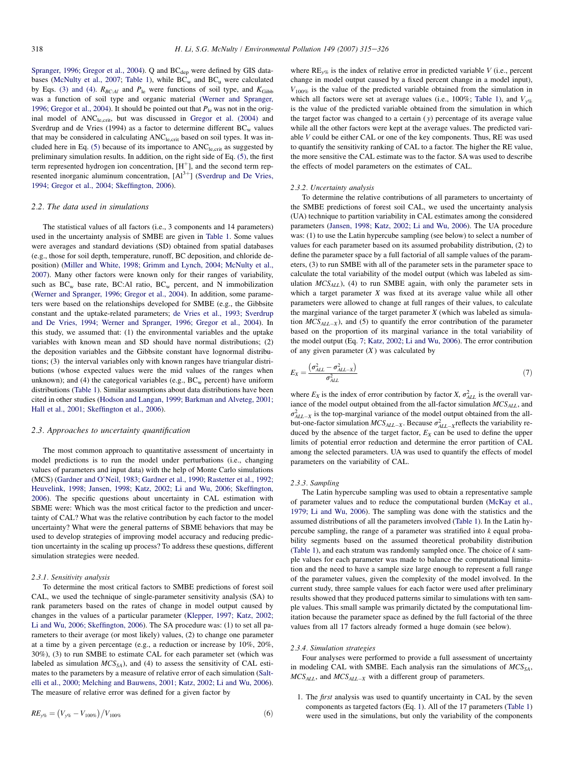Spranger, 1996; Gregor et al., 2004). Q and $BC_{dep}$ were defined by GIS databases (McNulty et al., 2007; Table 1), while $BC_w$ and $BC_u$ were calculated by Eqs. (3) and (4). $R_{BC:Al}$ and $P_{le}$ were functions of soil type, and $K_{Gibb}$ was a function of soil type and organic material (Werner and Spranger, 1996; Gregor et al., 2004). It should be pointed out that $P_{le}$ was not in the original model of $ANC_{le,crit}$, but was discussed in Gregor et al. (2004) and Sverdrup and de Vries (1994) as a factor to determine different $BC_w$ values that may be considered in calculating $ANC_{le,crit}$ based on soil types. It was included here in Eq. (5) because of its importance to $ANC_{le,crit}$ as suggested by preliminary simulation results. In addition, on the right side of Eq. (5), the first term represented hydrogen ion concentration, $[H^+]$, and the second term represented inorganic aluminum concentration, $[Al^{3+}]$ (Sverdrup and De Vries, 1994; Gregor et al., 2004; Skeffington, 2006).

### 2.2. The data used in simulations

The statistical values of all factors (i.e., 3 components and 14 parameters) used in the uncertainty analysis of SMBE are given in Table 1. Some values were averages and standard deviations (SD) obtained from spatial databases (e.g., those for soil depth, temperature, runoff, BC deposition, and chloride deposition) (Miller and White, 1998; Grimm and Lynch, 2004; McNulty et al., 2007). Many other factors were known only for their ranges of variability, such as $BC_w$ base rate, BC:Al ratio, $BC_w$ percent, and N immobilization (Werner and Spranger, 1996; Gregor et al., 2004). In addition, some parameters were based on the relationships developed for SMBE (e.g., the Gibbsite constant and the uptake-related parameters; de Vries et al., 1993; Sverdrup and De Vries, 1994; Werner and Spranger, 1996; Gregor et al., 2004). In this study, we assumed that: (1) the environmental variables and the uptake variables with known mean and SD should have normal distributions; (2) the deposition variables and the Gibbsite constant have lognormal distributions; (3) the interval variables only with known ranges have triangular distributions (whose expected values were the mid values of the ranges when unknown); and (4) the categorical variables (e.g., $BC_w$ percent) have uniform distributions (Table 1). Similar assumptions about data distributions have been cited in other studies (Hodson and Langan, 1999; Barkman and Alveteg, 2001; Hall et al., 2001; Skeffington et al., 2006).

### 2.3. Approaches to uncertainty quantification

The most common approach to quantitative assessment of uncertainty in model predictions is to run the model under perturbations (i.e., changing values of parameters and input data) with the help of Monte Carlo simulations (MCS) (Gardner and O'Neil, 1983; Gardner et al., 1990; Rastetter et al., 1992; Heuvelink, 1998; Jansen, 1998; Katz, 2002; Li and Wu, 2006; Skeffington, 2006). The specific questions about uncertainty in CAL estimation with SBME were: Which was the most critical factor to the prediction and uncertainty of CAL? What was the relative contribution by each factor to the model uncertainty? What were the general patterns of SBME behaviors that may be used to develop strategies of improving model accuracy and reducing prediction uncertainty in the scaling up process? To address these questions, different simulation strategies were needed.

#### 2.3.1. Sensitivity analysis

To determine the most critical factors to SMBE predictions of forest soil CAL, we used the technique of single-parameter sensitivity analysis (SA) to rank parameters based on the rates of change in model output caused by changes in the values of a particular parameter (Klepper, 1997; Katz, 2002; Li and Wu, 2006; Skeffington, 2006). The SA procedure was: (1) to set all parameters to their average (or most likely) values, (2) to change one parameter at a time by a given percentage (e.g., a reduction or increase by 10%, 20%, 30%), (3) to run SMBE to estimate CAL for each parameter set (which was labeled as simulation $MCS_{SA}$), and (4) to assess the sensitivity of CAL estimates to the parameters by a measure of relative error of each simulation (Saltelli et al., 2000; Melching and Bauwens, 2001; Katz, 2002; Li and Wu, 2006). The measure of relative error was defined for a given factor by

$$RE_{y\%} = \left(V_{y\%} - V_{100\%}\right) / V_{100\%} \tag{6}$$

where $RE_{y\%}$ is the index of relative error in predicted variable $V$ (i.e., percent change in model output caused by a fixed percent change in a model input), $V_{100\%}$ is the value of the predicted variable obtained from the simulation in which all factors were set at average values (i.e., 100%; Table 1), and $V_{y\%}$ is the value of the predicted variable obtained from the simulation in which the target factor was changed to a certain ($y$) percentage of its average value while all the other factors were kept at the average values. The predicted variable $V$ could be either CAL or one of the key components. Thus, RE was used to quantify the sensitivity ranking of CAL to a factor. The higher the RE value, the more sensitive the CAL estimate was to the factor. SA was used to describe the effects of model parameters on the estimates of CAL.

#### 2.3.2. Uncertainty analysis

To determine the relative contributions of all parameters to uncertainty of the SMBE predictions of forest soil CAL, we used the uncertainty analysis (UA) technique to partition variability in CAL estimates among the considered parameters (Jansen, 1998; Katz, 2002; Li and Wu, 2006). The UA procedure was: (1) to use the Latin hypercube sampling (see below) to select a number of values for each parameter based on its assumed probability distribution, (2) to define the parameter space by a full factorial of all sample values of the parameters, (3) to run SMBE with all of the parameter sets in the parameter space to calculate the total variability of the model output (which was labeled as simulation $MCS_{ALL}$), (4) to run SMBE again, with only the parameter sets in which a target parameter $X$ was fixed at its average value while all other parameters were allowed to change at full ranges of their values, to calculate the marginal variance of the target parameter $X$ (which was labeled as simulation $MCS_{ALL-X}$), and (5) to quantify the error contribution of the parameter based on the proportion of its marginal variance in the total variability of the model output (Eq. 7; Katz, 2002; Li and Wu, 2006). The error contribution of any given parameter ($X$) was calculated by

$$E_X = \frac{\left(\sigma^2_{ALL} - \sigma^2_{ALL-X}\right)}{\sigma^2_{ALL}} \tag{7}$$

where $E_X$ is the index of error contribution by factor $X$, $\sigma^2_{ALL}$ is the overall variance of the model output obtained from the all-factor simulation $MCS_{ALL}$, and $\sigma^2_{ALL-X}$ is the top-marginal variance of the model output obtained from the all-but-one-factor simulation $MCS_{ALL-X}$. Because $\sigma^2_{ALL-X}$ reflects the variability reduced by the absence of the target factor, $E_X$ can be used to define the upper limits of potential error reduction and determine the error partition of CAL among the selected parameters. UA was used to quantify the effects of model parameters on the variability of CAL.

#### 2.3.3. Sampling

The Latin hypercube sampling was used to obtain a representative sample of parameter values and to reduce the computational burden (McKay et al., 1979; Li and Wu, 2006). The sampling was done with the statistics and the assumed distributions of all the parameters involved (Table 1). In the Latin hypercube sampling, the range of a parameter was stratified into $k$ equal probability segments based on the assumed theoretical probability distribution (Table 1), and each stratum was randomly sampled once. The choice of $k$ sample values for each parameter was made to balance the computational limitation and the need to have a sample size large enough to represent a full range of the parameter values, given the complexity of the model involved. In the current study, three sample values for each factor were used after preliminary results showed that they produced patterns similar to simulations with ten sample values. This small sample was primarily dictated by the computational limitation because the parameter space as defined by the full factorial of the three values from all 17 factors already formed a huge domain (see below).

#### 2.3.4. Simulation strategies

Four analyses were performed to provide a full assessment of uncertainty in modeling CAL with SMBE. Each analysis ran the simulations of $MCS_{SA}$, $MCS_{ALL}$, and $MCS_{ALL-X}$ with a different group of parameters.

1. The *first* analysis was used to quantify uncertainty in CAL by the seven components as targeted factors (Eq. 1). All of the 17 parameters (Table 1) were used in the simulations, but only the variability of the components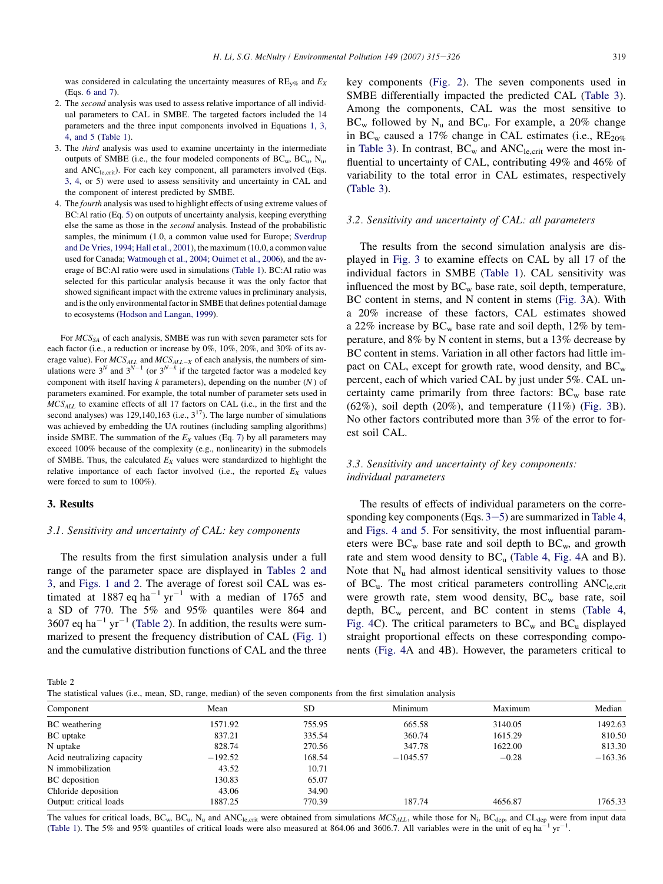was considered in calculating the uncertainty measures of $RE_{y\%}$ and $E_X$ (Eqs. 6 and 7).

2. The *second* analysis was used to assess relative importance of all individual parameters to CAL in SMBE. The targeted factors included the 14 parameters and the three input components involved in Equations 1, 3, 4, and 5 (Table 1).
3. The *third* analysis was used to examine uncertainty in the intermediate outputs of SMBE (i.e., the four modeled components of $BC_w$, $BC_u$, $N_u$, and $ANC_{le,crit}$). For each key component, all parameters involved (Eqs. 3, 4, or 5) were used to assess sensitivity and uncertainty in CAL and the component of interest predicted by SMBE.
4. The *fourth* analysis was used to highlight effects of using extreme values of BC:Al ratio (Eq. 5) on outputs of uncertainty analysis, keeping everything else the same as those in the *second* analysis. Instead of the probabilistic samples, the minimum (1.0, a common value used for Europe; Sverdrup and De Vries, 1994; Hall et al., 2001), the maximum (10.0, a common value used for Canada; Watmough et al., 2004; Ouimet et al., 2006), and the average of BC:Al ratio were used in simulations (Table 1). BC:Al ratio was selected for this particular analysis because it was the only factor that showed significant impact with the extreme values in preliminary analysis, and is the only environmental factor in SMBE that defines potential damage to ecosystems (Hodson and Langan, 1999).

For $MCS_{SA}$ of each analysis, SMBE was run with seven parameter sets for each factor (i.e., a reduction or increase by 0%, 10%, 20%, and 30% of its average value). For $MCS_{ALL}$ and $MCS_{ALL-X}$ of each analysis, the numbers of simulations were $3^N$ and $3^{N-1}$ (or $3^{N-k}$ if the targeted factor was a modeled key component with itself having $k$ parameters), depending on the number ($N$) of parameters examined. For example, the total number of parameter sets used in $MCS_{ALL}$ to examine effects of all 17 factors on CAL (i.e., in the first and the second analyses) was 129,140,163 (i.e., $3^{17}$). The large number of simulations was achieved by embedding the UA routines (including sampling algorithms) inside SMBE. The summation of the $E_X$ values (Eq. 7) by all parameters may exceed 100% because of the complexity (e.g., nonlinearity) in the submodels of SMBE. Thus, the calculated $E_X$ values were standardized to highlight the relative importance of each factor involved (i.e., the reported $E_X$ values were forced to sum to 100%).

## 3. Results

### 3.1. Sensitivity and uncertainty of CAL: key components

The results from the first simulation analysis under a full range of the parameter space are displayed in Tables 2 and 3, and Figs. 1 and 2. The average of forest soil CAL was estimated at 1887 eq $ha^{-1}$ $yr^{-1}$ with a median of 1765 and a SD of 770. The 5% and 95% quantiles were 864 and 3607 eq $ha^{-1}$ $yr^{-1}$ (Table 2). In addition, the results were summarized to present the frequency distribution of CAL (Fig. 1) and the cumulative distribution functions of CAL and the three key components (Fig. 2). The seven components used in SMBE differentially impacted the predicted CAL (Table 3). Among the components, CAL was the most sensitive to $BC_w$ followed by $N_u$ and $BC_u$. For example, a 20% change in $BC_w$ caused a 17% change in CAL estimates (i.e., $RE_{20\%}$ in Table 3). In contrast, $BC_w$ and $ANC_{le,crit}$ were the most influential to uncertainty of CAL, contributing 49% and 46% of variability to the total error in CAL estimates, respectively (Table 3).

### 3.2. Sensitivity and uncertainty of CAL: all parameters

The results from the second simulation analysis are displayed in Fig. 3 to examine effects on CAL by all 17 of the individual factors in SMBE (Table 1). CAL sensitivity was influenced the most by $BC_w$ base rate, soil depth, temperature, BC content in stems, and N content in stems (Fig. 3A). With a 20% increase of these factors, CAL estimates showed a 22% increase by $BC_w$ base rate and soil depth, 12% by temperature, and 8% by N content in stems, but a 13% decrease by BC content in stems. Variation in all other factors had little impact on CAL, except for growth rate, wood density, and $BC_w$ percent, each of which varied CAL by just under 5%. CAL uncertainty came primarily from three factors: $BC_w$ base rate (62%), soil depth (20%), and temperature (11%) (Fig. 3B). No other factors contributed more than 3% of the error to forest soil CAL.

### 3.3. Sensitivity and uncertainty of key components: individual parameters

The results of effects of individual parameters on the corresponding key components (Eqs. 3–5) are summarized in Table 4, and Figs. 4 and 5. For sensitivity, the most influential parameters were $BC_w$ base rate and soil depth to $BC_w$, and growth rate and stem wood density to $BC_u$ (Table 4, Fig. 4A and B). Note that $N_u$ had almost identical sensitivity values to those of $BC_u$. The most critical parameters controlling $ANC_{le,crit}$ were growth rate, stem wood density, $BC_w$ base rate, soil depth, $BC_w$ percent, and BC content in stems (Table 4, Fig. 4C). The critical parameters to $BC_w$ and $BC_u$ displayed straight proportional effects on these corresponding components (Fig. 4A and 4B). However, the parameters critical to

Table 2
The statistical values (i.e., mean, SD, range, median) of the seven components from the first simulation analysis

| Component | Mean | SD | Minimum | Maximum | Median |
|---|---|---|---|---|---|
| BC weathering | 1571.92 | 755.95 | 665.58 | 3140.05 | 1492.63 |
| BC uptake | 837.21 | 335.54 | 360.74 | 1615.29 | 810.50 |
| N uptake | 828.74 | 270.56 | 347.78 | 1622.00 | 813.30 |
| Acid neutralizing capacity | −192.52 | 168.54 | −1045.57 | −0.28 | −163.36 |
| N immobilization | 43.52 | 10.71 | | | |
| BC deposition | 130.83 | 65.07 | | | |
| Chloride deposition | 43.06 | 34.90 | | | |
| Output: critical loads | 1887.25 | 770.39 | 187.74 | 4656.87 | 1765.33 |

The values for critical loads, $BC_w$, $BC_u$, $N_u$ and $ANC_{le,crit}$ were obtained from simulations $MCS_{ALL}$, while those for $N_i$, $BC_{dep}$, and $CL_{dep}$ were from input data (Table 1). The 5% and 95% quantiles of critical loads were also measured at 864.06 and 3606.7. All variables were in the unit of eq $ha^{-1}$ $yr^{-1}$.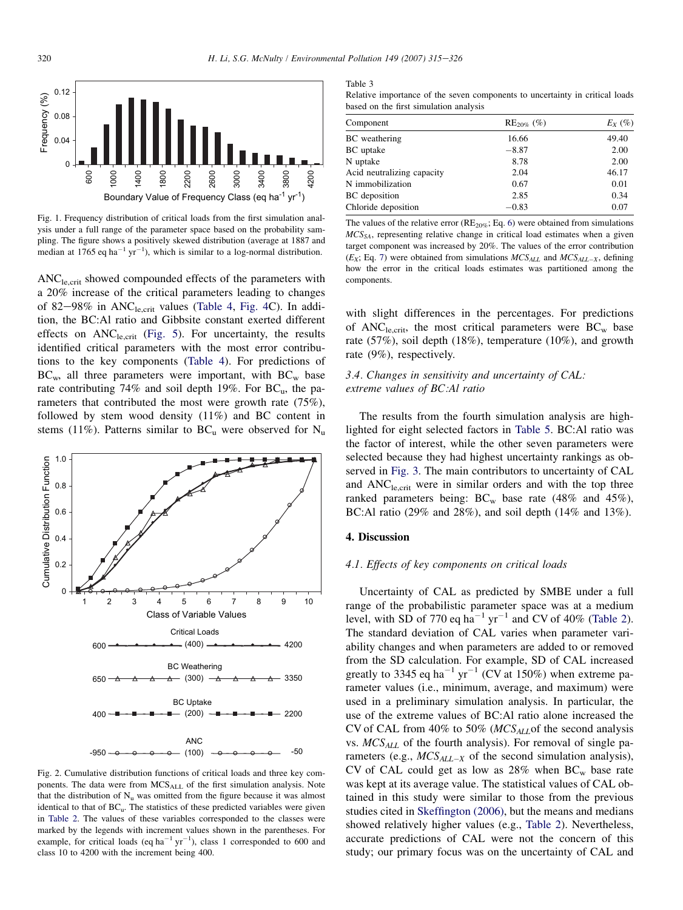Fig. 1. Frequency distribution of critical loads from the first simulation analysis under a full range of the parameter space based on the probability sampling. The figure shows a positively skewed distribution (average at 1887 and median at 1765 eq ha$^{-1}$ yr$^{-1}$), which is similar to a log-normal distribution.

$ANC_{le,crit}$ showed compounded effects of the parameters with a 20% increase of the critical parameters leading to changes of 82–98% in $ANC_{le,crit}$ values (Table 4, Fig. 4C). In addition, the BC:Al ratio and Gibbsite constant exerted different effects on $ANC_{le,crit}$ (Fig. 5). For uncertainty, the results identified critical parameters with the most error contributions to the key components (Table 4). For predictions of $BC_w$, all three parameters were important, with $BC_w$ base rate contributing 74% and soil depth 19%. For $BC_u$, the parameters that contributed the most were growth rate (75%), followed by stem wood density (11%) and BC content in stems (11%). Patterns similar to $BC_u$ were observed for $N_u$

Fig. 2. Cumulative distribution functions of critical loads and three key components. The data were from $MCS_{ALL}$ of the first simulation analysis. Note that the distribution of $N_u$ was omitted from the figure because it was almost identical to that of $BC_u$. The statistics of these predicted variables were given in Table 2. The values of these variables corresponded to the classes were marked by the legends with increment values shown in the parentheses. For example, for critical loads (eq ha$^{-1}$ yr$^{-1}$), class 1 corresponded to 600 and class 10 to 4200 with the increment being 400.

Table 3
Relative importance of the seven components to uncertainty in critical loads based on the first simulation analysis

| Component | $RE_{20\%}$ (%) | $E_X$ (%) |
|---|---|---|
| BC weathering | 16.66 | 49.40 |
| BC uptake | −8.87 | 2.00 |
| N uptake | 8.78 | 2.00 |
| Acid neutralizing capacity | 2.04 | 46.17 |
| N immobilization | 0.67 | 0.01 |
| BC deposition | 2.85 | 0.34 |
| Chloride deposition | −0.83 | 0.07 |

The values of the relative error ($RE_{20\%}$; Eq. 6) were obtained from simulations $MCS_{SA}$, representing relative change in critical load estimates when a given target component was increased by 20%. The values of the error contribution ($E_X$; Eq. 7) were obtained from simulations $MCS_{ALL}$ and $MCS_{ALL-X}$, defining how the error in the critical loads estimates was partitioned among the components.

with slight differences in the percentages. For predictions of $ANC_{le,crit}$, the most critical parameters were $BC_w$ base rate (57%), soil depth (18%), temperature (10%), and growth rate (9%), respectively.

### 3.4. Changes in sensitivity and uncertainty of CAL: extreme values of BC:Al ratio

The results from the fourth simulation analysis are highlighted for eight selected factors in Table 5. BC:Al ratio was the factor of interest, while the other seven parameters were selected because they had highest uncertainty rankings as observed in Fig. 3. The main contributors to uncertainty of CAL and $ANC_{le,crit}$ were in similar orders and with the top three ranked parameters being: $BC_w$ base rate (48% and 45%), BC:Al ratio (29% and 28%), and soil depth (14% and 13%).

## 4. Discussion

### 4.1. Effects of key components on critical loads

Uncertainty of CAL as predicted by SMBE under a full range of the probabilistic parameter space was at a medium level, with SD of 770 eq ha$^{-1}$ yr$^{-1}$ and CV of 40% (Table 2). The standard deviation of CAL varies when parameter variability changes and when parameters are added to or removed from the SD calculation. For example, SD of CAL increased greatly to 3345 eq ha$^{-1}$ yr$^{-1}$ (CV at 150%) when extreme parameter values (i.e., minimum, average, and maximum) were used in a preliminary simulation analysis. In particular, the use of the extreme values of BC:Al ratio alone increased the CV of CAL from 40% to 50% ($MCS_{ALL}$ of the second analysis vs. $MCS_{ALL}$ of the fourth analysis). For removal of single parameters (e.g., $MCS_{ALL-X}$ of the second simulation analysis), CV of CAL could get as low as 28% when $BC_w$ base rate was kept at its average value. The statistical values of CAL obtained in this study were similar to those from the previous studies cited in Skeffington (2006), but the means and medians showed relatively higher values (e.g., Table 2). Nevertheless, accurate predictions of CAL were not the concern of this study; our primary focus was on the uncertainty of CAL and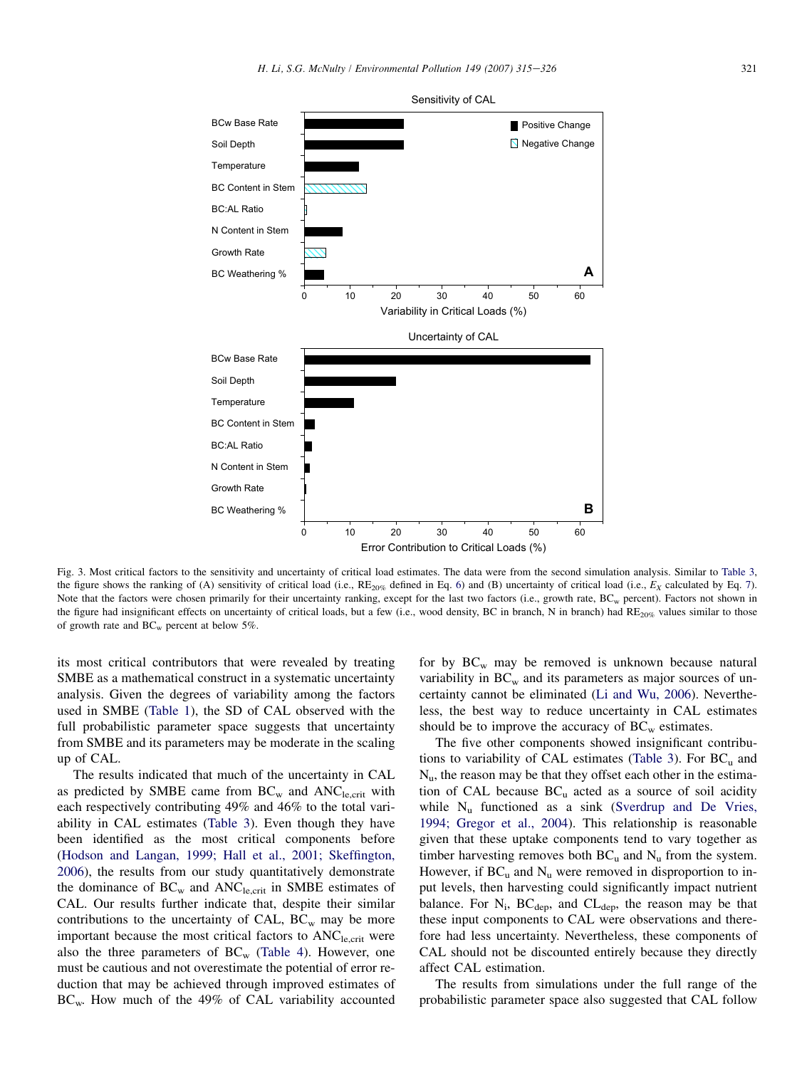Fig. 3. Most critical factors to the sensitivity and uncertainty of critical load estimates. The data were from the second simulation analysis. Similar to Table 3, the figure shows the ranking of (A) sensitivity of critical load (i.e., $RE_{20\%}$ defined in Eq. 6) and (B) uncertainty of critical load (i.e., $E_X$ calculated by Eq. 7). Note that the factors were chosen primarily for their uncertainty ranking, except for the last two factors (i.e., growth rate, $BC_w$ percent). Factors not shown in the figure had insignificant effects on uncertainty of critical loads, but a few (i.e., wood density, BC in branch, N in branch) had $RE_{20\%}$ values similar to those of growth rate and $BC_w$ percent at below 5%.

its most critical contributors that were revealed by treating SMBE as a mathematical construct in a systematic uncertainty analysis. Given the degrees of variability among the factors used in SMBE (Table 1), the SD of CAL observed with the full probabilistic parameter space suggests that uncertainty from SMBE and its parameters may be moderate in the scaling up of CAL.

The results indicated that much of the uncertainty in CAL as predicted by SMBE came from $BC_w$ and $ANC_{le,crit}$ with each respectively contributing 49% and 46% to the total variability in CAL estimates (Table 3). Even though they have been identified as the most critical components before (Hodson and Langan, 1999; Hall et al., 2001; Skeffington, 2006), the results from our study quantitatively demonstrate the dominance of $BC_w$ and $ANC_{le,crit}$ in SMBE estimates of CAL. Our results further indicate that, despite their similar contributions to the uncertainty of CAL, $BC_w$ may be more important because the most critical factors to $ANC_{le,crit}$ were also the three parameters of $BC_w$ (Table 4). However, one must be cautious and not overestimate the potential of error reduction that may be achieved through improved estimates of $BC_w$. How much of the 49% of CAL variability accounted for by $BC_w$ may be removed is unknown because natural variability in $BC_w$ and its parameters as major sources of uncertainty cannot be eliminated (Li and Wu, 2006). Nevertheless, the best way to reduce uncertainty in CAL estimates should be to improve the accuracy of $BC_w$ estimates.

The five other components showed insignificant contributions to variability of CAL estimates (Table 3). For $BC_u$ and $N_u$, the reason may be that they offset each other in the estimation of CAL because $BC_u$ acted as a source of soil acidity while $N_u$ functioned as a sink (Sverdrup and De Vries, 1994; Gregor et al., 2004). This relationship is reasonable given that these uptake components tend to vary together as timber harvesting removes both $BC_u$ and $N_u$ from the system. However, if $BC_u$ and $N_u$ were removed in disproportion to input levels, then harvesting could significantly impact nutrient balance. For $N_i$, $BC_{dep}$, and $CL_{dep}$, the reason may be that these input components to CAL were observations and therefore had less uncertainty. Nevertheless, these components of CAL should not be discounted entirely because they directly affect CAL estimation.

The results from simulations under the full range of the probabilistic parameter space also suggested that CAL follow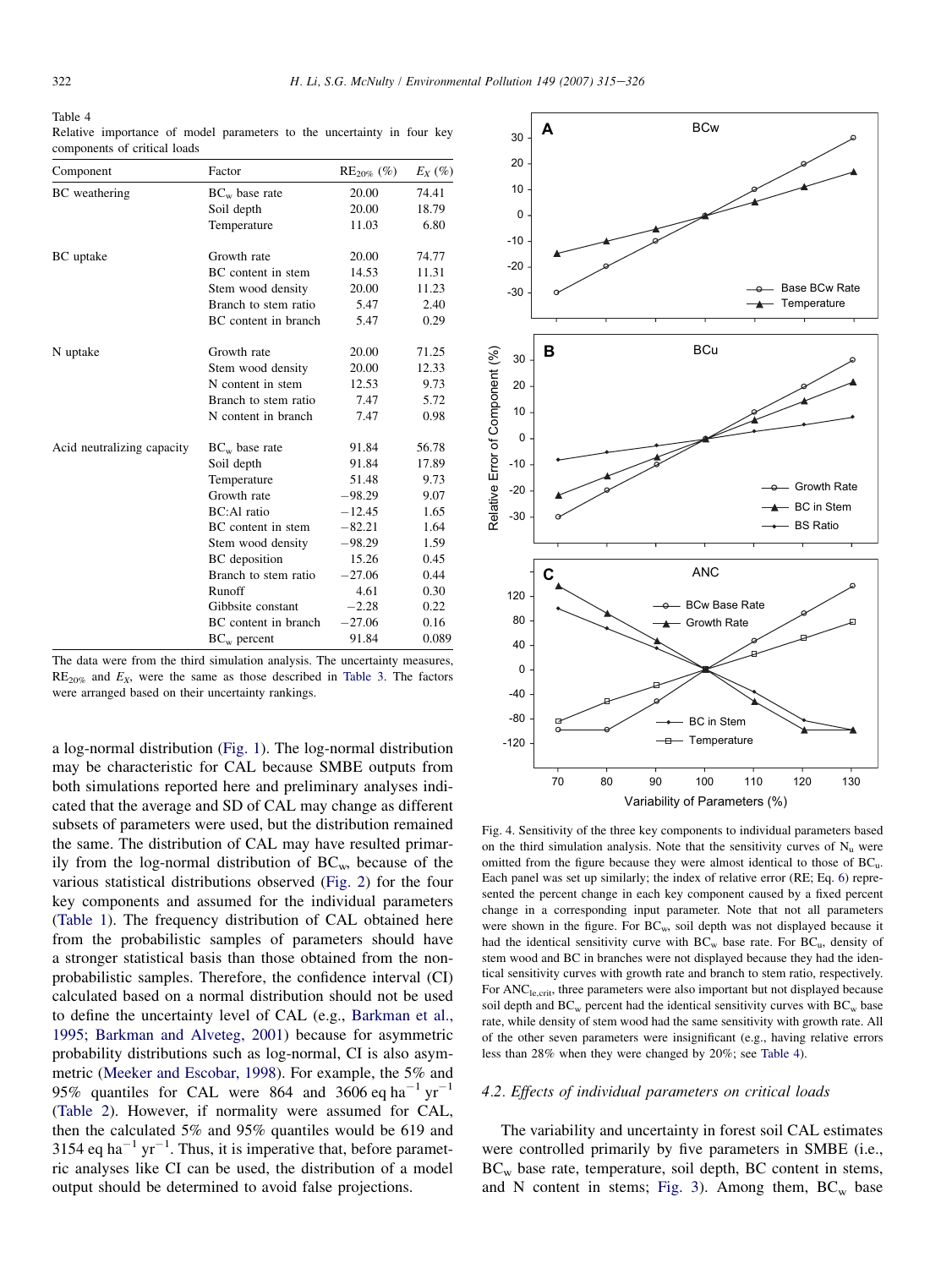Table 4
Relative importance of model parameters to the uncertainty in four key components of critical loads

| Component | Factor | $RE_{20\%}$ (%) | $E_X$ (%) |
|---|---|---|---|
| BC weathering | $BC_w$ base rate | 20.00 | 74.41 |
| | Soil depth | 20.00 | 18.79 |
| | Temperature | 11.03 | 6.80 |
| BC uptake | Growth rate | 20.00 | 74.77 |
| | BC content in stem | 14.53 | 11.31 |
| | Stem wood density | 20.00 | 11.23 |
| | Branch to stem ratio | 5.47 | 2.40 |
| | BC content in branch | 5.47 | 0.29 |
| N uptake | Growth rate | 20.00 | 71.25 |
| | Stem wood density | 20.00 | 12.33 |
| | N content in stem | 12.53 | 9.73 |
| | Branch to stem ratio | 7.47 | 5.72 |
| | N content in branch | 7.47 | 0.98 |
| Acid neutralizing capacity | $BC_w$ base rate | 91.84 | 56.78 |
| | Soil depth | 91.84 | 17.89 |
| | Temperature | 51.48 | 9.73 |
| | Growth rate | −98.29 | 9.07 |
| | BC:Al ratio | −12.45 | 1.65 |
| | BC content in stem | −82.21 | 1.64 |
| | Stem wood density | −98.29 | 1.59 |
| | BC deposition | 15.26 | 0.45 |
| | Branch to stem ratio | −27.06 | 0.44 |
| | Runoff | 4.61 | 0.30 |
| | Gibbsite constant | −2.28 | 0.22 |
| | BC content in branch | −27.06 | 0.16 |
| | $BC_w$ percent | 91.84 | 0.089 |

The data were from the third simulation analysis. The uncertainty measures, $RE_{20\%}$ and $E_X$, were the same as those described in Table 3. The factors were arranged based on their uncertainty rankings.

a log-normal distribution (Fig. 1). The log-normal distribution may be characteristic for CAL because SMBE outputs from both simulations reported here and preliminary analyses indicated that the average and SD of CAL may change as different subsets of parameters were used, but the distribution remained the same. The distribution of CAL may have resulted primarily from the log-normal distribution of $BC_w$, because of the various statistical distributions observed (Fig. 2) for the four key components and assumed for the individual parameters (Table 1). The frequency distribution of CAL obtained here from the probabilistic samples of parameters should have a stronger statistical basis than those obtained from the non-probabilistic samples. Therefore, the confidence interval (CI) calculated based on a normal distribution should not be used to define the uncertainty level of CAL (e.g., Barkman et al., 1995; Barkman and Alveteg, 2001) because for asymmetric probability distributions such as log-normal, CI is also asymmetric (Meeker and Escobar, 1998). For example, the 5% and 95% quantiles for CAL were 864 and 3606 eq $ha^{-1}$ $yr^{-1}$ (Table 2). However, if normality were assumed for CAL, then the calculated 5% and 95% quantiles would be 619 and 3154 eq $ha^{-1}$ $yr^{-1}$. Thus, it is imperative that, before parametric analyses like CI can be used, the distribution of a model output should be determined to avoid false projections.

Fig. 4. Sensitivity of the three key components to individual parameters based on the third simulation analysis. Note that the sensitivity curves of $N_u$ were omitted from the figure because they were almost identical to those of $BC_u$. Each panel was set up similarly; the index of relative error (RE; Eq. 6) represented the percent change in each key component caused by a fixed percent change in a corresponding input parameter. Note that not all parameters were shown in the figure. For $BC_w$, soil depth was not displayed because it had the identical sensitivity curve with $BC_w$ base rate. For $BC_u$, density of stem wood and BC in branches were not displayed because they had the identical sensitivity curves with growth rate and branch to stem ratio, respectively. For $ANC_{le,crit}$, three parameters were also important but not displayed because soil depth and $BC_w$ percent had the identical sensitivity curves with $BC_w$ base rate, while density of stem wood had the same sensitivity with growth rate. All of the other seven parameters were insignificant (e.g., having relative errors less than 28% when they were changed by 20%; see Table 4).

### 4.2. Effects of individual parameters on critical loads

The variability and uncertainty in forest soil CAL estimates were controlled primarily by five parameters in SMBE (i.e., $BC_w$ base rate, temperature, soil depth, BC content in stems, and N content in stems; Fig. 3). Among them, $BC_w$ base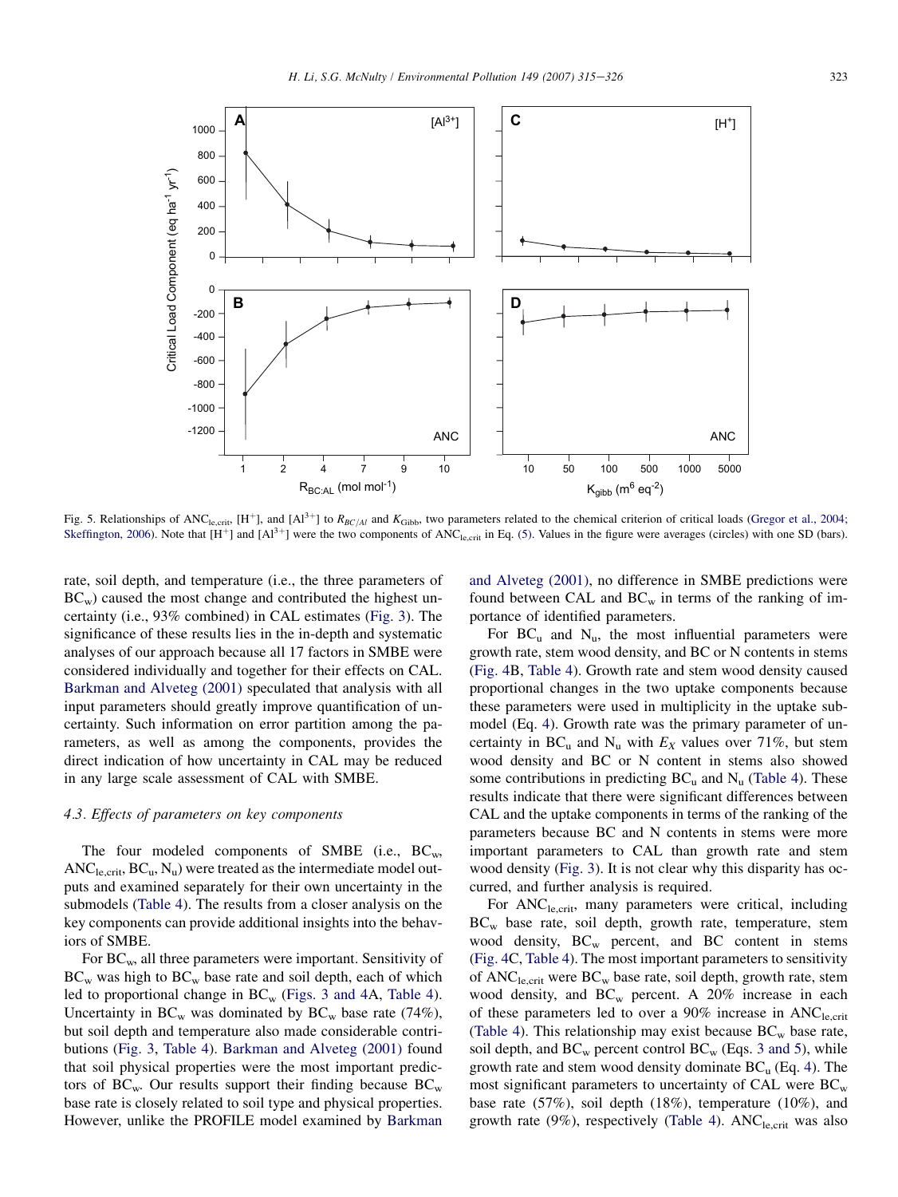Fig. 5. Relationships of $ANC_{le,crit}$, $[H^+]$, and $[Al^{3+}]$ to $R_{BC/Al}$ and $K_{Gibb}$, two parameters related to the chemical criterion of critical loads (Gregor et al., 2004; Skeffington, 2006). Note that $[H^+]$ and $[Al^{3+}]$ were the two components of $ANC_{le,crit}$ in Eq. (5). Values in the figure were averages (circles) with one SD (bars).

rate, soil depth, and temperature (i.e., the three parameters of $BC_w$) caused the most change and contributed the highest uncertainty (i.e., 93% combined) in CAL estimates (Fig. 3). The significance of these results lies in the in-depth and systematic analyses of our approach because all 17 factors in SMBE were considered individually and together for their effects on CAL. Barkman and Alveteg (2001) speculated that analysis with all input parameters should greatly improve quantification of uncertainty. Such information on error partition among the parameters, as well as among the components, provides the direct indication of how uncertainty in CAL may be reduced in any large scale assessment of CAL with SMBE.

### 4.3. Effects of parameters on key components

The four modeled components of SMBE (i.e., $BC_w$, $ANC_{le,crit}$, $BC_u$, $N_u$) were treated as the intermediate model outputs and examined separately for their own uncertainty in the submodels (Table 4). The results from a closer analysis on the key components can provide additional insights into the behaviors of SMBE.

For $BC_w$, all three parameters were important. Sensitivity of $BC_w$ was high to $BC_w$ base rate and soil depth, each of which led to proportional change in $BC_w$ (Figs. 3 and 4A, Table 4). Uncertainty in $BC_w$ was dominated by $BC_w$ base rate (74%), but soil depth and temperature also made considerable contributions (Fig. 3, Table 4). Barkman and Alveteg (2001) found that soil physical properties were the most important predictors of $BC_w$. Our results support their finding because $BC_w$ base rate is closely related to soil type and physical properties. However, unlike the PROFILE model examined by Barkman and Alveteg (2001), no difference in SMBE predictions were found between CAL and $BC_w$ in terms of the ranking of importance of identified parameters.

For $BC_u$ and $N_u$, the most influential parameters were growth rate, stem wood density, and BC or N contents in stems (Fig. 4B, Table 4). Growth rate and stem wood density caused proportional changes in the two uptake components because these parameters were used in multiplicity in the uptake submodel (Eq. 4). Growth rate was the primary parameter of uncertainty in $BC_u$ and $N_u$ with $E_X$ values over 71%, but stem wood density and BC or N content in stems also showed some contributions in predicting $BC_u$ and $N_u$ (Table 4). These results indicate that there were significant differences between CAL and the uptake components in terms of the ranking of the parameters because BC and N contents in stems were more important parameters to CAL than growth rate and stem wood density (Fig. 3). It is not clear why this disparity has occurred, and further analysis is required.

For $ANC_{le,crit}$, many parameters were critical, including $BC_w$ base rate, soil depth, growth rate, temperature, stem wood density, $BC_w$ percent, and BC content in stems (Fig. 4C, Table 4). The most important parameters to sensitivity of $ANC_{le,crit}$ were $BC_w$ base rate, soil depth, growth rate, stem wood density, and $BC_w$ percent. A 20% increase in each of these parameters led to over a 90% increase in $ANC_{le,crit}$ (Table 4). This relationship may exist because $BC_w$ base rate, soil depth, and $BC_w$ percent control $BC_w$ (Eqs. 3 and 5), while growth rate and stem wood density dominate $BC_u$ (Eq. 4). The most significant parameters to uncertainty of CAL were $BC_w$ base rate (57%), soil depth (18%), temperature (10%), and growth rate (9%), respectively (Table 4). $ANC_{le,crit}$ was also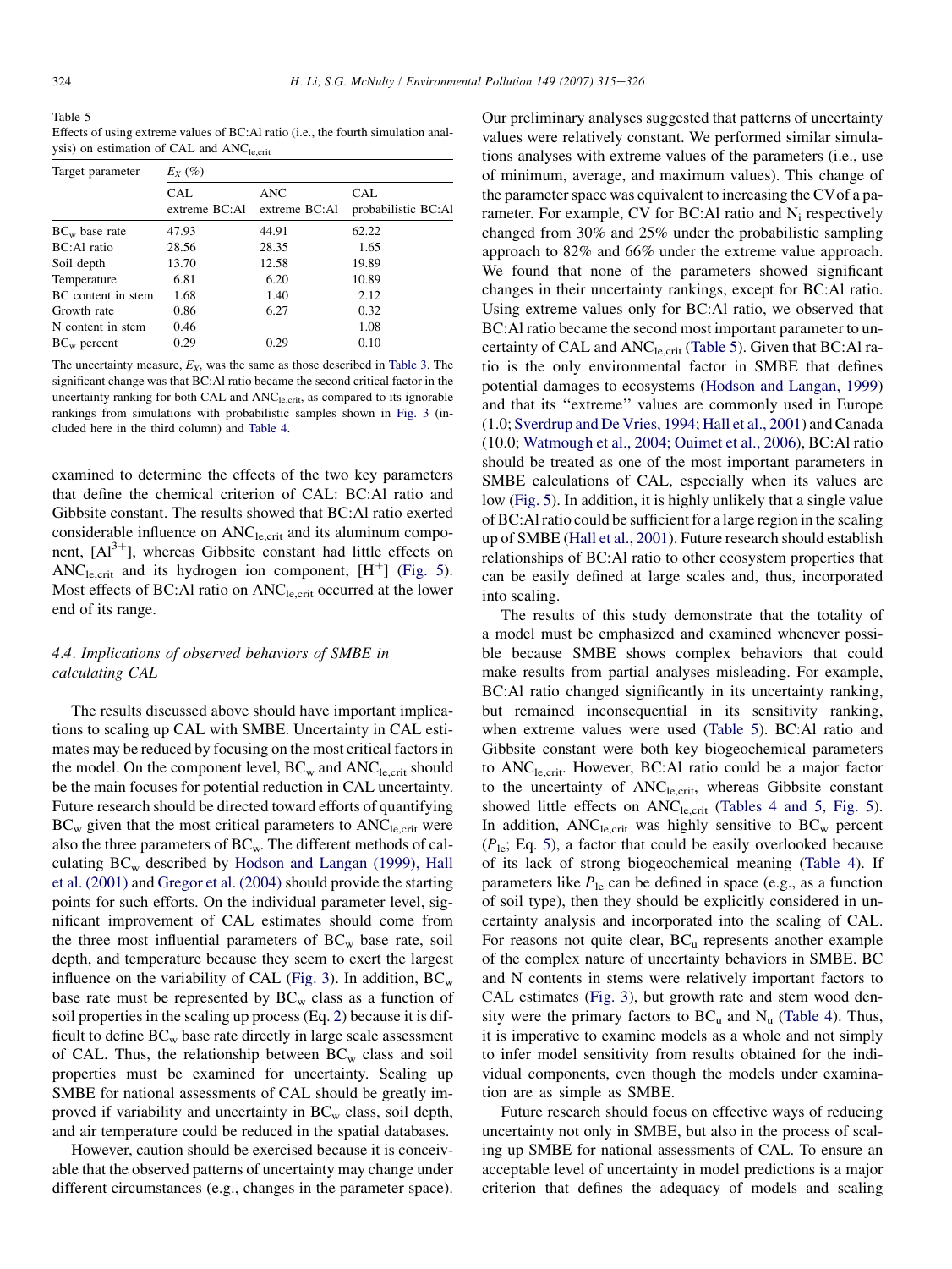Table 5
Effects of using extreme values of BC:Al ratio (i.e., the fourth simulation analysis) on estimation of CAL and $ANC_{le,crit}$

| Target parameter | $E_X$ (%) | | |
|---|---|---|---|
| | CAL extreme BC:Al | ANC extreme BC:Al | CAL probabilistic BC:Al |
| $BC_w$ base rate | 47.93 | 44.91 | 62.22 |
| BC:Al ratio | 28.56 | 28.35 | 1.65 |
| Soil depth | 13.70 | 12.58 | 19.89 |
| Temperature | 6.81 | 6.20 | 10.89 |
| BC content in stem | 1.68 | 1.40 | 2.12 |
| Growth rate | 0.86 | 6.27 | 0.32 |
| N content in stem | 0.46 | | 1.08 |
| $BC_w$ percent | 0.29 | 0.29 | 0.10 |

The uncertainty measure, $E_X$, was the same as those described in Table 3. The significant change was that BC:Al ratio became the second critical factor in the uncertainty ranking for both CAL and $ANC_{le,crit}$, as compared to its ignorable rankings from simulations with probabilistic samples shown in Fig. 3 (included here in the third column) and Table 4.

examined to determine the effects of the two key parameters that define the chemical criterion of CAL: BC:Al ratio and Gibbsite constant. The results showed that BC:Al ratio exerted considerable influence on $ANC_{le,crit}$ and its aluminum component, $[Al^{3+}]$, whereas Gibbsite constant had little effects on $ANC_{le,crit}$ and its hydrogen ion component, $[H^{+}]$ (Fig. 5). Most effects of BC:Al ratio on $ANC_{le,crit}$ occurred at the lower end of its range.

### 4.4. Implications of observed behaviors of SMBE in calculating CAL

The results discussed above should have important implications to scaling up CAL with SMBE. Uncertainty in CAL estimates may be reduced by focusing on the most critical factors in the model. On the component level, $BC_w$ and $ANC_{le,crit}$ should be the main focuses for potential reduction in CAL uncertainty. Future research should be directed toward efforts of quantifying $BC_w$ given that the most critical parameters to $ANC_{le,crit}$ were also the three parameters of $BC_w$. The different methods of calculating $BC_w$ described by Hodson and Langan (1999), Hall et al. (2001) and Gregor et al. (2004) should provide the starting points for such efforts. On the individual parameter level, significant improvement of CAL estimates should come from the three most influential parameters of $BC_w$ base rate, soil depth, and temperature because they seem to exert the largest influence on the variability of CAL (Fig. 3). In addition, $BC_w$ base rate must be represented by $BC_w$ class as a function of soil properties in the scaling up process (Eq. 2) because it is difficult to define $BC_w$ base rate directly in large scale assessment of CAL. Thus, the relationship between $BC_w$ class and soil properties must be examined for uncertainty. Scaling up SMBE for national assessments of CAL should be greatly improved if variability and uncertainty in $BC_w$ class, soil depth, and air temperature could be reduced in the spatial databases.

However, caution should be exercised because it is conceivable that the observed patterns of uncertainty may change under different circumstances (e.g., changes in the parameter space). Our preliminary analyses suggested that patterns of uncertainty values were relatively constant. We performed similar simulations analyses with extreme values of the parameters (i.e., use of minimum, average, and maximum values). This change of the parameter space was equivalent to increasing the CV of a parameter. For example, CV for BC:Al ratio and $N_i$ respectively changed from 30% and 25% under the probabilistic sampling approach to 82% and 66% under the extreme value approach. We found that none of the parameters showed significant changes in their uncertainty rankings, except for BC:Al ratio. Using extreme values only for BC:Al ratio, we observed that BC:Al ratio became the second most important parameter to uncertainty of CAL and $ANC_{le,crit}$ (Table 5). Given that BC:Al ratio is the only environmental factor in SMBE that defines potential damages to ecosystems (Hodson and Langan, 1999) and that its "extreme" values are commonly used in Europe (1.0; Sverdrup and De Vries, 1994; Hall et al., 2001) and Canada (10.0; Watmough et al., 2004; Ouimet et al., 2006), BC:Al ratio should be treated as one of the most important parameters in SMBE calculations of CAL, especially when its values are low (Fig. 5). In addition, it is highly unlikely that a single value of BC:Al ratio could be sufficient for a large region in the scaling up of SMBE (Hall et al., 2001). Future research should establish relationships of BC:Al ratio to other ecosystem properties that can be easily defined at large scales and, thus, incorporated into scaling.

The results of this study demonstrate that the totality of a model must be emphasized and examined whenever possible because SMBE shows complex behaviors that could make results from partial analyses misleading. For example, BC:Al ratio changed significantly in its uncertainty ranking, but remained inconsequential in its sensitivity ranking, when extreme values were used (Table 5). BC:Al ratio and Gibbsite constant were both key biogeochemical parameters to $ANC_{le,crit}$. However, BC:Al ratio could be a major factor to the uncertainty of $ANC_{le,crit}$, whereas Gibbsite constant showed little effects on $ANC_{le,crit}$ (Tables 4 and 5, Fig. 5). In addition, $ANC_{le,crit}$ was highly sensitive to $BC_w$ percent ($P_{le}$; Eq. 5), a factor that could be easily overlooked because of its lack of strong biogeochemical meaning (Table 4). If parameters like $P_{le}$ can be defined in space (e.g., as a function of soil type), then they should be explicitly considered in uncertainty analysis and incorporated into the scaling of CAL. For reasons not quite clear, $BC_u$ represents another example of the complex nature of uncertainty behaviors in SMBE. BC and N contents in stems were relatively important factors to CAL estimates (Fig. 3), but growth rate and stem wood density were the primary factors to $BC_u$ and $N_u$ (Table 4). Thus, it is imperative to examine models as a whole and not simply to infer model sensitivity from results obtained for the individual components, even though the models under examination are as simple as SMBE.

Future research should focus on effective ways of reducing uncertainty not only in SMBE, but also in the process of scaling up SMBE for national assessments of CAL. To ensure an acceptable level of uncertainty in model predictions is a major criterion that defines the adequacy of models and scaling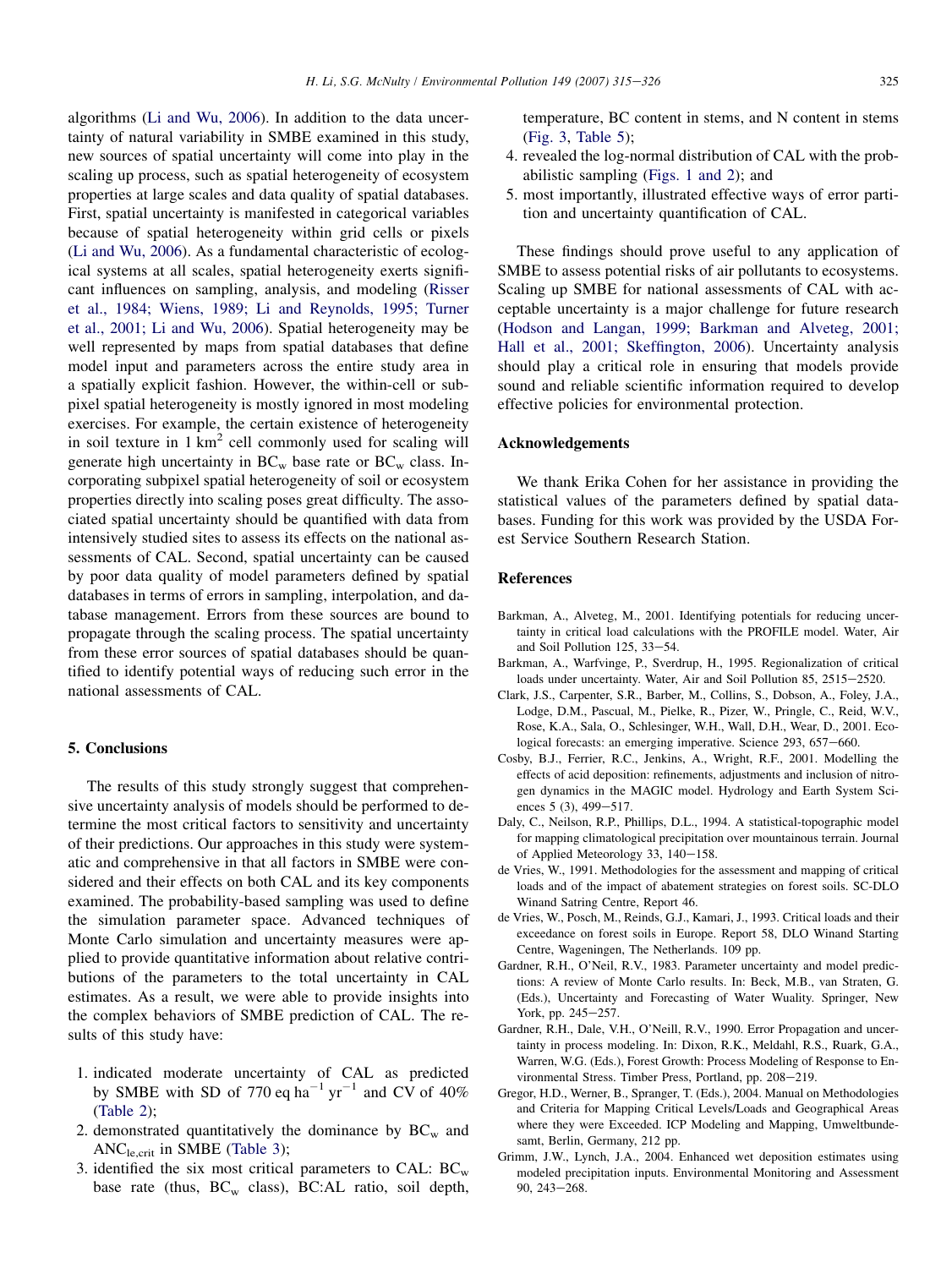algorithms (Li and Wu, 2006). In addition to the data uncertainty of natural variability in SMBE examined in this study, new sources of spatial uncertainty will come into play in the scaling up process, such as spatial heterogeneity of ecosystem properties at large scales and data quality of spatial databases. First, spatial uncertainty is manifested in categorical variables because of spatial heterogeneity within grid cells or pixels (Li and Wu, 2006). As a fundamental characteristic of ecological systems at all scales, spatial heterogeneity exerts significant influences on sampling, analysis, and modeling (Risser et al., 1984; Wiens, 1989; Li and Reynolds, 1995; Turner et al., 2001; Li and Wu, 2006). Spatial heterogeneity may be well represented by maps from spatial databases that define model input and parameters across the entire study area in a spatially explicit fashion. However, the within-cell or subpixel spatial heterogeneity is mostly ignored in most modeling exercises. For example, the certain existence of heterogeneity in soil texture in 1 $km^2$ cell commonly used for scaling will generate high uncertainty in $BC_w$ base rate or $BC_w$ class. Incorporating subpixel spatial heterogeneity of soil or ecosystem properties directly into scaling poses great difficulty. The associated spatial uncertainty should be quantified with data from intensively studied sites to assess its effects on the national assessments of CAL. Second, spatial uncertainty can be caused by poor data quality of model parameters defined by spatial databases in terms of errors in sampling, interpolation, and database management. Errors from these sources are bound to propagate through the scaling process. The spatial uncertainty from these error sources of spatial databases should be quantified to identify potential ways of reducing such error in the national assessments of CAL.

## 5. Conclusions

The results of this study strongly suggest that comprehensive uncertainty analysis of models should be performed to determine the most critical factors to sensitivity and uncertainty of their predictions. Our approaches in this study were systematic and comprehensive in that all factors in SMBE were considered and their effects on both CAL and its key components examined. The probability-based sampling was used to define the simulation parameter space. Advanced techniques of Monte Carlo simulation and uncertainty measures were applied to provide quantitative information about relative contributions of the parameters to the total uncertainty in CAL estimates. As a result, we were able to provide insights into the complex behaviors of SMBE prediction of CAL. The results of this study have:

1. indicated moderate uncertainty of CAL as predicted by SMBE with SD of 770 eq $ha^{-1}$ $yr^{-1}$ and CV of 40% (Table 2);
2. demonstrated quantitatively the dominance by $BC_w$ and $ANC_{le,crit}$ in SMBE (Table 3);
3. identified the six most critical parameters to CAL: $BC_w$ base rate (thus, $BC_w$ class), BC:AL ratio, soil depth, temperature, BC content in stems, and N content in stems (Fig. 3, Table 5);
4. revealed the log-normal distribution of CAL with the probabilistic sampling (Figs. 1 and 2); and
5. most importantly, illustrated effective ways of error partition and uncertainty quantification of CAL.

These findings should prove useful to any application of SMBE to assess potential risks of air pollutants to ecosystems. Scaling up SMBE for national assessments of CAL with acceptable uncertainty is a major challenge for future research (Hodson and Langan, 1999; Barkman and Alveteg, 2001; Hall et al., 2001; Skeffington, 2006). Uncertainty analysis should play a critical role in ensuring that models provide sound and reliable scientific information required to develop effective policies for environmental protection.

## Acknowledgements

We thank Erika Cohen for her assistance in providing the statistical values of the parameters defined by spatial databases. Funding for this work was provided by the USDA Forest Service Southern Research Station.

## References

Barkman, A., Alveteg, M., 2001. Identifying potentials for reducing uncertainty in critical load calculations with the PROFILE model. Water, Air and Soil Pollution 125, 33–54.

Barkman, A., Warfvinge, P., Sverdrup, H., 1995. Regionalization of critical loads under uncertainty. Water, Air and Soil Pollution 85, 2515–2520.

Clark, J.S., Carpenter, S.R., Barber, M., Collins, S., Dobson, A., Foley, J.A., Lodge, D.M., Pascual, M., Pielke, R., Pizer, W., Pringle, C., Reid, W.V., Rose, K.A., Sala, O., Schlesinger, W.H., Wall, D.H., Wear, D., 2001. Ecological forecasts: an emerging imperative. Science 293, 657–660.

Cosby, B.J., Ferrier, R.C., Jenkins, A., Wright, R.F., 2001. Modelling the effects of acid deposition: refinements, adjustments and inclusion of nitrogen dynamics in the MAGIC model. Hydrology and Earth System Sciences 5 (3), 499–517.

Daly, C., Neilson, R.P., Phillips, D.L., 1994. A statistical-topographic model for mapping climatological precipitation over mountainous terrain. Journal of Applied Meteorology 33, 140–158.

de Vries, W., 1991. Methodologies for the assessment and mapping of critical loads and of the impact of abatement strategies on forest soils. SC-DLO Winand Satring Centre, Report 46.

de Vries, W., Posch, M., Reinds, G.J., Kamari, J., 1993. Critical loads and their exceedance on forest soils in Europe. Report 58, DLO Winand Starting Centre, Wageningen, The Netherlands. 109 pp.

Gardner, R.H., O'Neil, R.V., 1983. Parameter uncertainty and model predictions: A review of Monte Carlo results. In: Beck, M.B., van Straten, G. (Eds.), Uncertainty and Forecasting of Water Wuality. Springer, New York, pp. 245–257.

Gardner, R.H., Dale, V.H., O'Neill, R.V., 1990. Error Propagation and uncertainty in process modeling. In: Dixon, R.K., Meldahl, R.S., Ruark, G.A., Warren, W.G. (Eds.), Forest Growth: Process Modeling of Response to Environmental Stress. Timber Press, Portland, pp. 208–219.

Gregor, H.D., Werner, B., Spranger, T. (Eds.), 2004. Manual on Methodologies and Criteria for Mapping Critical Levels/Loads and Geographical Areas where they were Exceeded. ICP Modeling and Mapping, Umweltbundesamt, Berlin, Germany, 212 pp.

Grimm, J.W., Lynch, J.A., 2004. Enhanced wet deposition estimates using modeled precipitation inputs. Environmental Monitoring and Assessment 90, 243–268.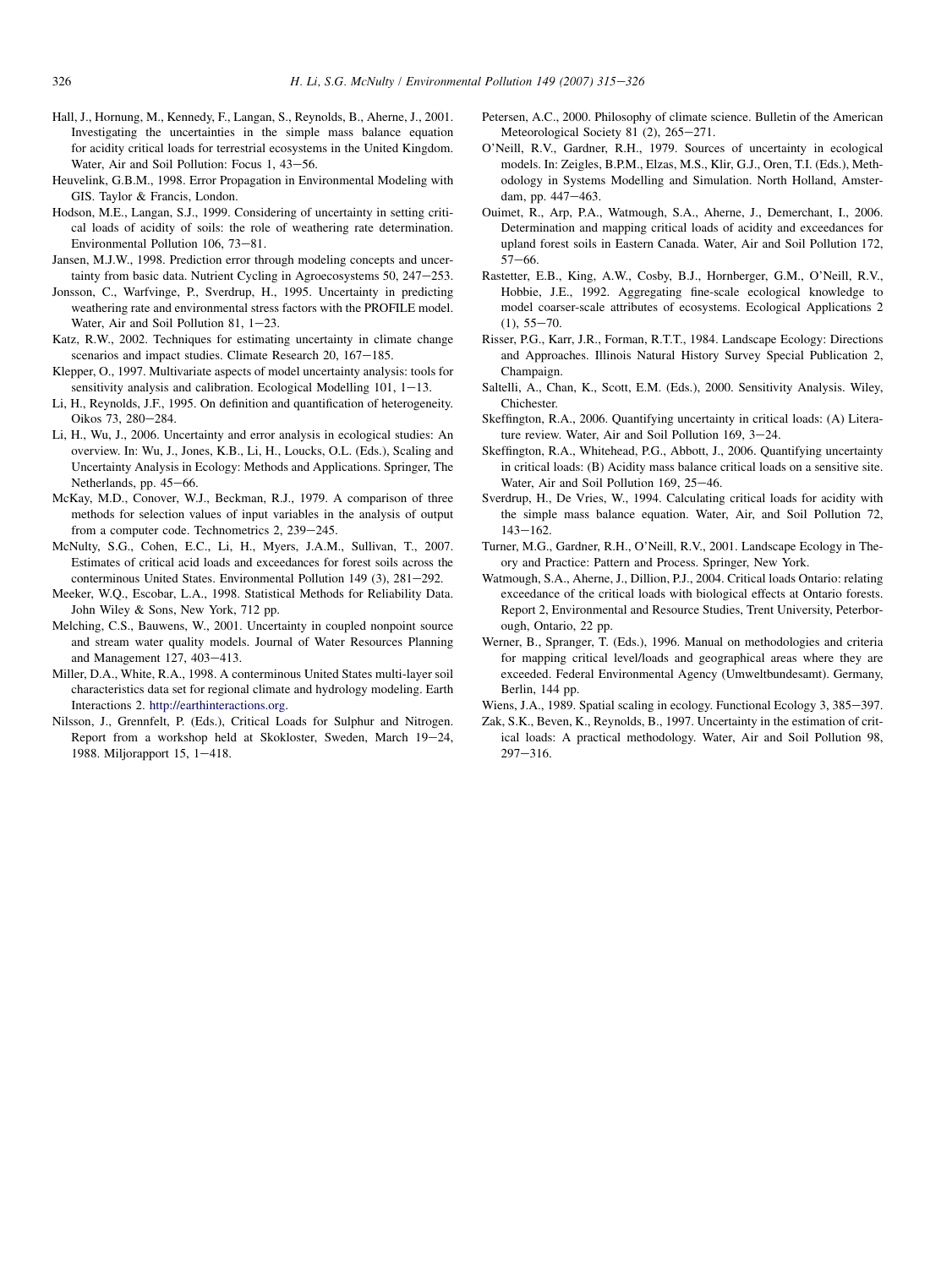Hall, J., Hornung, M., Kennedy, F., Langan, S., Reynolds, B., Aherne, J., 2001. Investigating the uncertainties in the simple mass balance equation for acidity critical loads for terrestrial ecosystems in the United Kingdom. Water, Air and Soil Pollution: Focus 1, 43–56.

Heuvelink, G.B.M., 1998. Error Propagation in Environmental Modeling with GIS. Taylor & Francis, London.

Hodson, M.E., Langan, S.J., 1999. Considering of uncertainty in setting critical loads of acidity of soils: the role of weathering rate determination. Environmental Pollution 106, 73–81.

Jansen, M.J.W., 1998. Prediction error through modeling concepts and uncertainty from basic data. Nutrient Cycling in Agroecosystems 50, 247–253.

Jonsson, C., Warfvinge, P., Sverdrup, H., 1995. Uncertainty in predicting weathering rate and environmental stress factors with the PROFILE model. Water, Air and Soil Pollution 81, 1–23.

Katz, R.W., 2002. Techniques for estimating uncertainty in climate change scenarios and impact studies. Climate Research 20, 167–185.

Klepper, O., 1997. Multivariate aspects of model uncertainty analysis: tools for sensitivity analysis and calibration. Ecological Modelling 101, 1–13.

Li, H., Reynolds, J.F., 1995. On definition and quantification of heterogeneity. Oikos 73, 280–284.

Li, H., Wu, J., 2006. Uncertainty and error analysis in ecological studies: An overview. In: Wu, J., Jones, K.B., Li, H., Loucks, O.L. (Eds.), Scaling and Uncertainty Analysis in Ecology: Methods and Applications. Springer, The Netherlands, pp. 45–66.

McKay, M.D., Conover, W.J., Beckman, R.J., 1979. A comparison of three methods for selection values of input variables in the analysis of output from a computer code. Technometrics 2, 239–245.

McNulty, S.G., Cohen, E.C., Li, H., Myers, J.A.M., Sullivan, T., 2007. Estimates of critical acid loads and exceedances for forest soils across the conterminous United States. Environmental Pollution 149 (3), 281–292.

Meeker, W.Q., Escobar, L.A., 1998. Statistical Methods for Reliability Data. John Wiley & Sons, New York, 712 pp.

Melching, C.S., Bauwens, W., 2001. Uncertainty in coupled nonpoint source and stream water quality models. Journal of Water Resources Planning and Management 127, 403–413.

Miller, D.A., White, R.A., 1998. A conterminous United States multi-layer soil characteristics data set for regional climate and hydrology modeling. Earth Interactions 2. http://earthinteractions.org.

Nilsson, J., Grennfelt, P. (Eds.), Critical Loads for Sulphur and Nitrogen. Report from a workshop held at Skokloster, Sweden, March 19–24, 1988. Miljorapport 15, 1–418.

Petersen, A.C., 2000. Philosophy of climate science. Bulletin of the American Meteorological Society 81 (2), 265–271.

O'Neill, R.V., Gardner, R.H., 1979. Sources of uncertainty in ecological models. In: Zeigles, B.P.M., Elzas, M.S., Klir, G.J., Oren, T.I. (Eds.), Methodology in Systems Modelling and Simulation. North Holland, Amsterdam, pp. 447–463.

Ouimet, R., Arp, P.A., Watmough, S.A., Aherne, J., Demerchant, I., 2006. Determination and mapping critical loads of acidity and exceedances for upland forest soils in Eastern Canada. Water, Air and Soil Pollution 172, 57–66.

Rastetter, E.B., King, A.W., Cosby, B.J., Hornberger, G.M., O'Neill, R.V., Hobbie, J.E., 1992. Aggregating fine-scale ecological knowledge to model coarser-scale attributes of ecosystems. Ecological Applications 2 (1), 55–70.

Risser, P.G., Karr, J.R., Forman, R.T.T., 1984. Landscape Ecology: Directions and Approaches. Illinois Natural History Survey Special Publication 2, Champaign.

Saltelli, A., Chan, K., Scott, E.M. (Eds.), 2000. Sensitivity Analysis. Wiley, Chichester.

Skeffington, R.A., 2006. Quantifying uncertainty in critical loads: (A) Literature review. Water, Air and Soil Pollution 169, 3–24.

Skeffington, R.A., Whitehead, P.G., Abbott, J., 2006. Quantifying uncertainty in critical loads: (B) Acidity mass balance critical loads on a sensitive site. Water, Air and Soil Pollution 169, 25–46.

Sverdrup, H., De Vries, W., 1994. Calculating critical loads for acidity with the simple mass balance equation. Water, Air, and Soil Pollution 72, 143–162.

Turner, M.G., Gardner, R.H., O'Neill, R.V., 2001. Landscape Ecology in Theory and Practice: Pattern and Process. Springer, New York.

Watmough, S.A., Aherne, J., Dillion, P.J., 2004. Critical loads Ontario: relating exceedance of the critical loads with biological effects at Ontario forests. Report 2, Environmental and Resource Studies, Trent University, Peterborough, Ontario, 22 pp.

Werner, B., Spranger, T. (Eds.), 1996. Manual on methodologies and criteria for mapping critical level/loads and geographical areas where they are exceeded. Federal Environmental Agency (Umweltbundesamt). Germany, Berlin, 144 pp.

Wiens, J.A., 1989. Spatial scaling in ecology. Functional Ecology 3, 385–397.

Zak, S.K., Beven, K., Reynolds, B., 1997. Uncertainty in the estimation of critical loads: A practical methodology. Water, Air and Soil Pollution 98, 297–316.